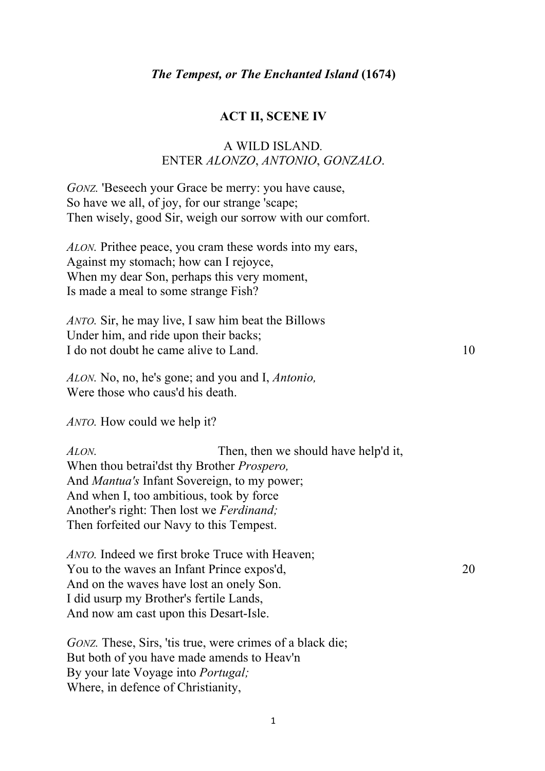***The Tempest, or The Enchanted Island* (1674)**

## ACT II, SCENE IV

A WILD ISLAND.
ENTER *ALONZO*, *ANTONIO*, *GONZALO*.

*GONZ.* 'Beseech your Grace be merry: you have cause,
So have we all, of joy, for our strange 'scape;
Then wisely, good Sir, weigh our sorrow with our comfort.

*ALON.* Prithee peace, you cram these words into my ears,
Against my stomach; how can I rejoyce,
When my dear Son, perhaps this very moment,
Is made a meal to some strange Fish?

*ANTO.* Sir, he may live, I saw him beat the Billows
Under him, and ride upon their backs;
I do not doubt he came alive to Land. 10

*ALON.* No, no, he's gone; and you and I, *Antonio,*
Were those who caus'd his death.

*ANTO.* How could we help it?

*ALON.* Then, then we should have help'd it,
When thou betrai'dst thy Brother *Prospero,*
And *Mantua's* Infant Sovereign, to my power;
And when I, too ambitious, took by force
Another's right: Then lost we *Ferdinand;*
Then forfeited our Navy to this Tempest.

*ANTO.* Indeed we first broke Truce with Heaven;
You to the waves an Infant Prince expos'd, 20
And on the waves have lost an onely Son.
I did usurp my Brother's fertile Lands,
And now am cast upon this Desart-Isle.

*GONZ.* These, Sirs, 'tis true, were crimes of a black die;
But both of you have made amends to Heav'n
By your late Voyage into *Portugal;*
Where, in defence of Christianity,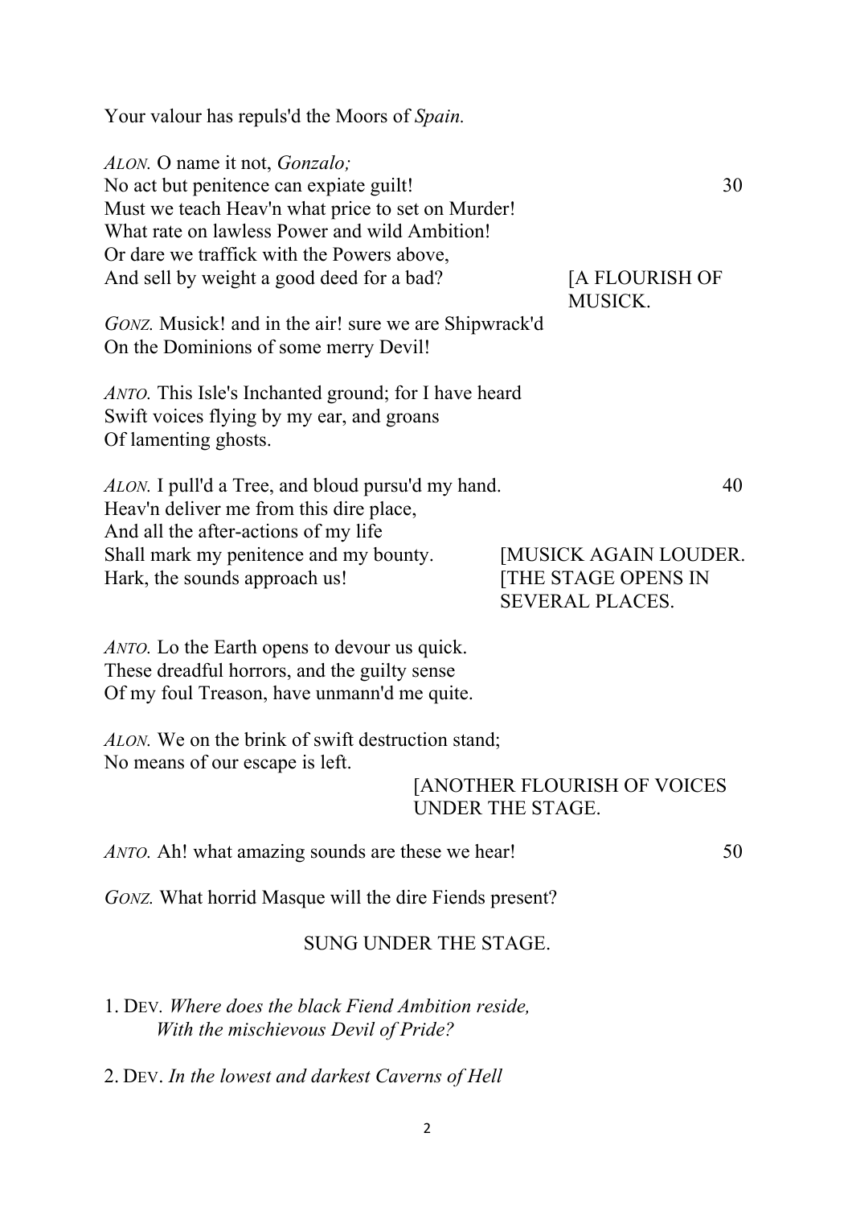Your valour has repuls'd the Moors of *Spain.*

*ALON.* O name it not, *Gonzalo;*
No act but penitence can expiate guilt! 30
Must we teach Heav'n what price to set on Murder!
What rate on lawless Power and wild Ambition!
Or dare we traffick with the Powers above,
And sell by weight a good deed for a bad? [A FLOURISH OF MUSICK.

*GONZ.* Musick! and in the air! sure we are Shipwrack'd
On the Dominions of some merry Devil!

*ANTO.* This Isle's Inchanted ground; for I have heard
Swift voices flying by my ear, and groans
Of lamenting ghosts.

*ALON.* I pull'd a Tree, and bloud pursu'd my hand. 40
Heav'n deliver me from this dire place,
And all the after-actions of my life
Shall mark my penitence and my bounty. [MUSICK AGAIN LOUDER.
Hark, the sounds approach us! [THE STAGE OPENS IN SEVERAL PLACES.

*ANTO.* Lo the Earth opens to devour us quick.
These dreadful horrors, and the guilty sense
Of my foul Treason, have unmann'd me quite.

*ALON.* We on the brink of swift destruction stand;
No means of our escape is left.

[ANOTHER FLOURISH OF VOICES UNDER THE STAGE.

*ANTO.* Ah! what amazing sounds are these we hear! 50

*GONZ.* What horrid Masque will the dire Fiends present?

SUNG UNDER THE STAGE.

1\. DEV. *Where does the black Fiend Ambition reside,*
*With the mischievous Devil of Pride?*

2\. DEV. *In the lowest and darkest Caverns of Hell*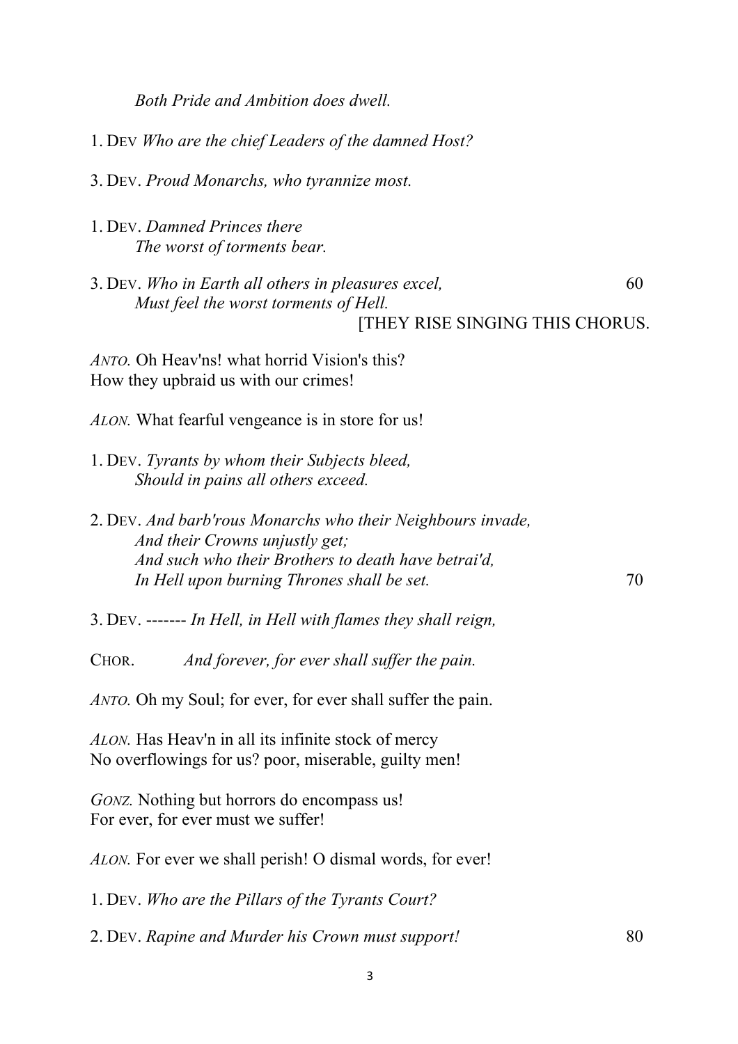*Both Pride and Ambition does dwell.*

1. DEV *Who are the chief Leaders of the damned Host?*

3. DEV. *Proud Monarchs, who tyrannize most.*

1. DEV. *Damned Princes there*
   *The worst of torments bear.*

3. DEV. *Who in Earth all others in pleasures excel,* 60
   *Must feel the worst torments of Hell.*
   [THEY RISE SINGING THIS CHORUS.

*ANTO.* Oh Heav'ns! what horrid Vision's this?
How they upbraid us with our crimes!

*ALON.* What fearful vengeance is in store for us!

1. DEV. *Tyrants by whom their Subjects bleed,*
   *Should in pains all others exceed.*

2. DEV. *And barb'rous Monarchs who their Neighbours invade,*
   *And their Crowns unjustly get;*
   *And such who their Brothers to death have betrai'd,*
   *In Hell upon burning Thrones shall be set.* 70

3. DEV. ------- *In Hell, in Hell with flames they shall reign,*

CHOR. *And forever, for ever shall suffer the pain.*

*ANTO.* Oh my Soul; for ever, for ever shall suffer the pain.

*ALON.* Has Heav'n in all its infinite stock of mercy
No overflowings for us? poor, miserable, guilty men!

*GONZ.* Nothing but horrors do encompass us!
For ever, for ever must we suffer!

*ALON.* For ever we shall perish! O dismal words, for ever!

1. DEV. *Who are the Pillars of the Tyrants Court?*

2. DEV. *Rapine and Murder his Crown must support!* 80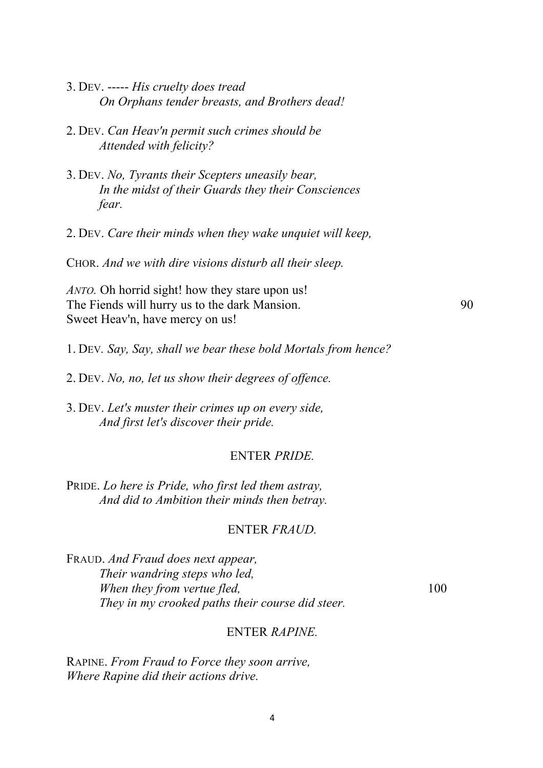3. DEV. ----- *His cruelty does tread*
*On Orphans tender breasts, and Brothers dead!*

2. DEV. *Can Heav'n permit such crimes should be*
*Attended with felicity?*

3. DEV. *No, Tyrants their Scepters uneasily bear,*
*In the midst of their Guards they their Consciences fear.*

2. DEV. *Care their minds when they wake unquiet will keep,*

CHOR. *And we with dire visions disturb all their sleep.*

*ANTO.* Oh horrid sight! how they stare upon us!
The Fiends will hurry us to the dark Mansion. 90
Sweet Heav'n, have mercy on us!

1. DEV. *Say, Say, shall we bear these bold Mortals from hence?*

2. DEV. *No, no, let us show their degrees of offence.*

3. DEV. *Let's muster their crimes up on every side,*
*And first let's discover their pride.*

ENTER *PRIDE.*

PRIDE. *Lo here is Pride, who first led them astray,*
*And did to Ambition their minds then betray.*

ENTER *FRAUD.*

FRAUD. *And Fraud does next appear,*
*Their wandring steps who led,*
*When they from vertue fled,* 100
*They in my crooked paths their course did steer.*

ENTER *RAPINE.*

RAPINE. *From Fraud to Force they soon arrive,*
*Where Rapine did their actions drive.*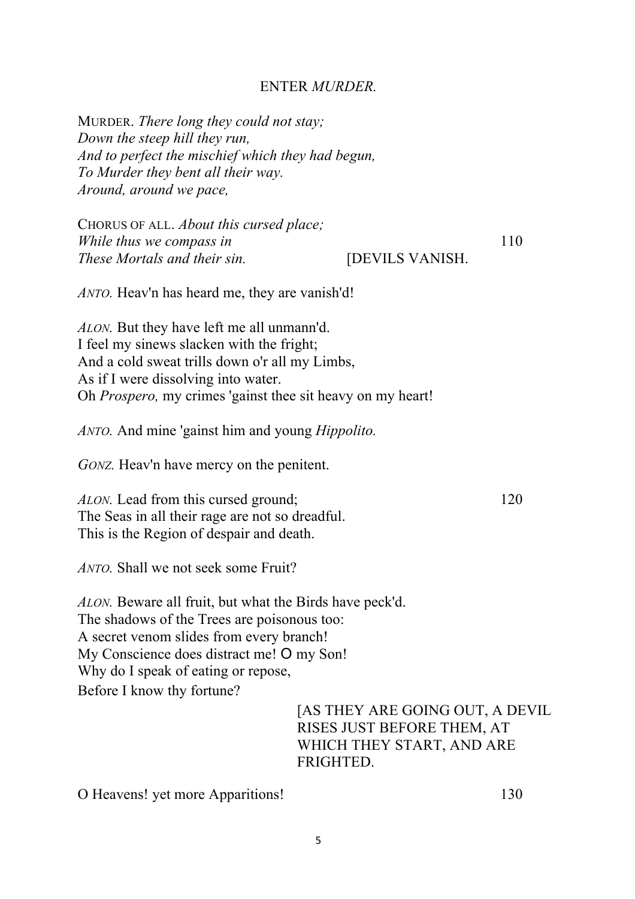ENTER *MURDER.*

MURDER. *There long they could not stay;*
*Down the steep hill they run,*
*And to perfect the mischief which they had begun,*
*To Murder they bent all their way.*
*Around, around we pace,*

CHORUS OF ALL. *About this cursed place;*
*While thus we compass in* 110
*These Mortals and their sin.* [DEVILS VANISH.

*ANTO.* Heav'n has heard me, they are vanish'd!

*ALON.* But they have left me all unmann'd.
I feel my sinews slacken with the fright;
And a cold sweat trills down o'r all my Limbs,
As if I were dissolving into water.
Oh *Prospero,* my crimes 'gainst thee sit heavy on my heart!

*ANTO.* And mine 'gainst him and young *Hippolito.*

*GONZ.* Heav'n have mercy on the penitent.

*ALON.* Lead from this cursed ground; 120
The Seas in all their rage are not so dreadful.
This is the Region of despair and death.

*ANTO.* Shall we not seek some Fruit?

*ALON.* Beware all fruit, but what the Birds have peck'd.
The shadows of the Trees are poisonous too:
A secret venom slides from every branch!
My Conscience does distract me! O my Son!
Why do I speak of eating or repose,
Before I know thy fortune?

[AS THEY ARE GOING OUT, A DEVIL RISES JUST BEFORE THEM, AT WHICH THEY START, AND ARE FRIGHTED.

O Heavens! yet more Apparitions! 130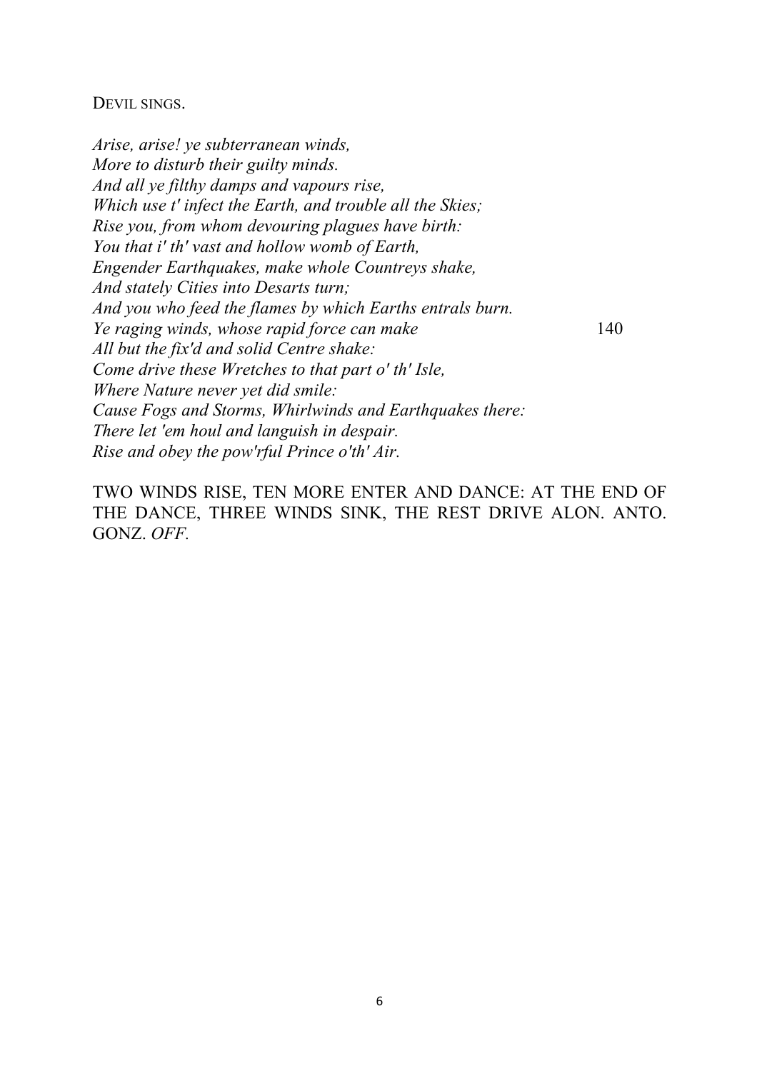DEVIL SINGS.

*Arise, arise! ye subterranean winds,*
*More to disturb their guilty minds.*
*And all ye filthy damps and vapours rise,*
*Which use t' infect the Earth, and trouble all the Skies;*
*Rise you, from whom devouring plagues have birth:*
*You that i' th' vast and hollow womb of Earth,*
*Engender Earthquakes, make whole Countreys shake,*
*And stately Cities into Desarts turn;*
*And you who feed the flames by which Earths entrals burn.*
*Ye raging winds, whose rapid force can make* 140
*All but the fix'd and solid Centre shake:*
*Come drive these Wretches to that part o' th' Isle,*
*Where Nature never yet did smile:*
*Cause Fogs and Storms, Whirlwinds and Earthquakes there:*
*There let 'em houl and languish in despair.*
*Rise and obey the pow'rful Prince o'th' Air.*

TWO WINDS RISE, TEN MORE ENTER AND DANCE: AT THE END OF THE DANCE, THREE WINDS SINK, THE REST DRIVE ALON. ANTO. GONZ. *OFF.*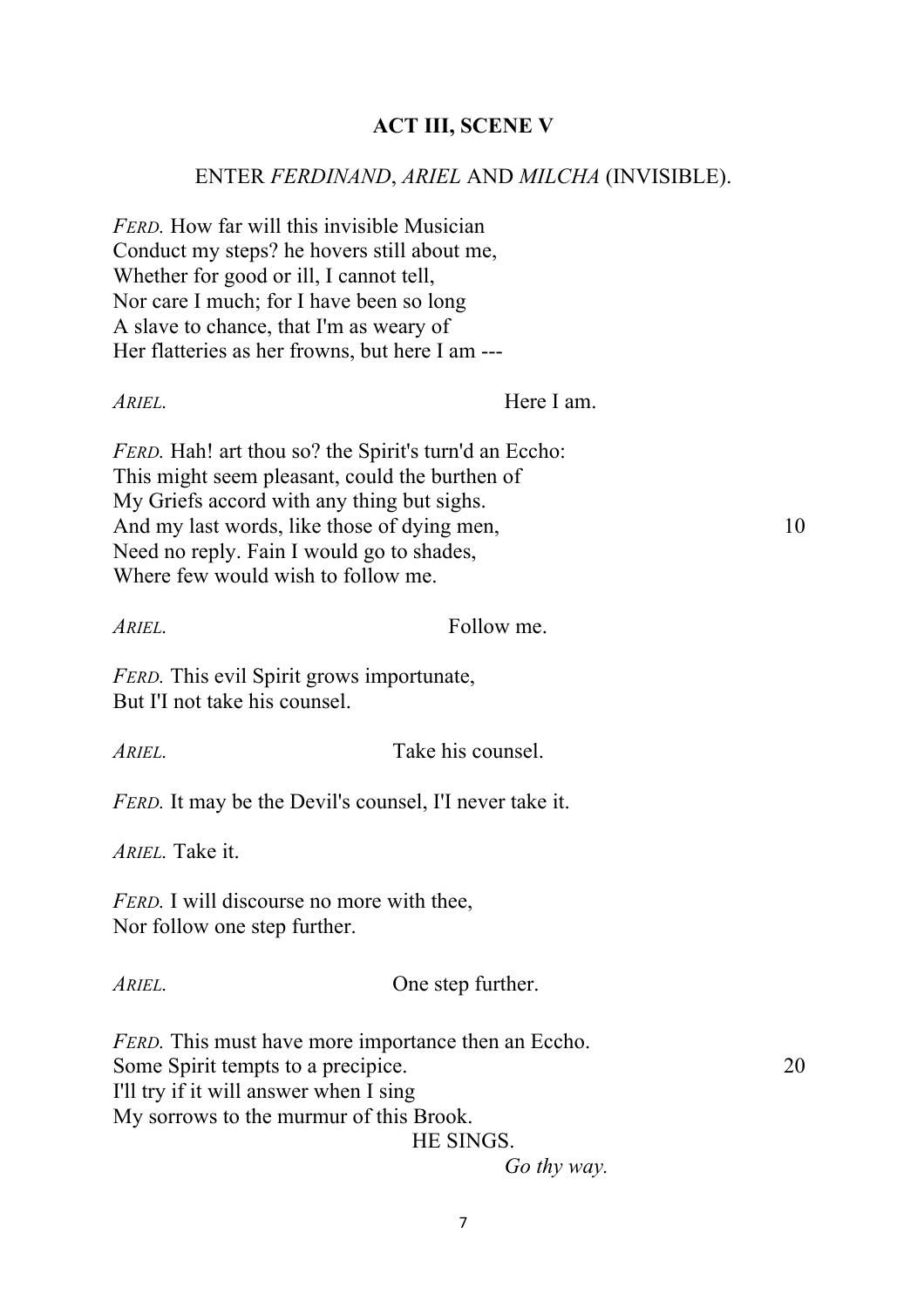## ACT III, SCENE V

ENTER *FERDINAND*, *ARIEL* AND *MILCHA* (INVISIBLE).

*FERD.* How far will this invisible Musician
Conduct my steps? he hovers still about me,
Whether for good or ill, I cannot tell,
Nor care I much; for I have been so long
A slave to chance, that I'm as weary of
Her flatteries as her frowns, but here I am ---

*ARIEL.* Here I am.

*FERD.* Hah! art thou so? the Spirit's turn'd an Eccho:
This might seem pleasant, could the burthen of
My Griefs accord with any thing but sighs.
And my last words, like those of dying men, 10
Need no reply. Fain I would go to shades,
Where few would wish to follow me.

*ARIEL.* Follow me.

*FERD.* This evil Spirit grows importunate,
But I'I not take his counsel.

*ARIEL.* Take his counsel.

*FERD.* It may be the Devil's counsel, I'I never take it.

*ARIEL.* Take it.

*FERD.* I will discourse no more with thee,
Nor follow one step further.

*ARIEL.* One step further.

*FERD.* This must have more importance then an Eccho.
Some Spirit tempts to a precipice. 20
I'll try if it will answer when I sing
My sorrows to the murmur of this Brook.

HE SINGS.

*Go thy way.*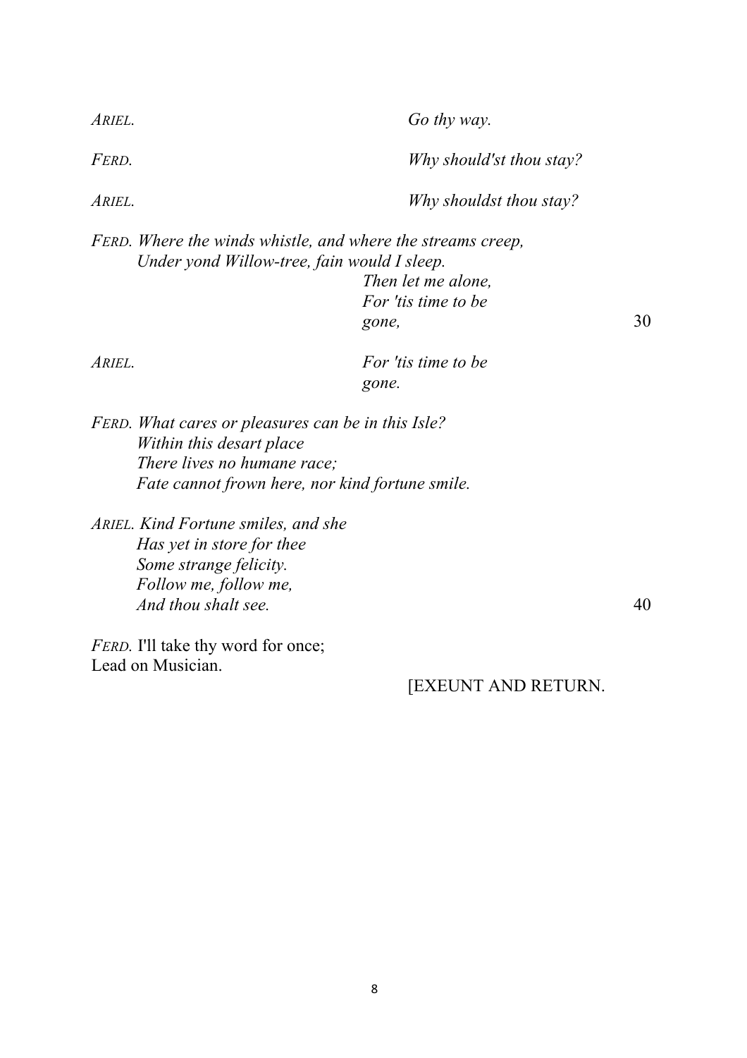*Ariel.* *Go thy way.*

*Ferd.* *Why should'st thou stay?*

*Ariel.* *Why shouldst thou stay?*

*Ferd. Where the winds whistle, and where the streams creep,*
*Under yond Willow-tree, fain would I sleep.*
*Then let me alone,*
*For 'tis time to be*
*gone,* 30

*Ariel.* *For 'tis time to be*
*gone.*

*Ferd. What cares or pleasures can be in this Isle?*
*Within this desart place*
*There lives no humane race;*
*Fate cannot frown here, nor kind fortune smile.*

*Ariel. Kind Fortune smiles, and she*
*Has yet in store for thee*
*Some strange felicity.*
*Follow me, follow me,*
*And thou shalt see.* 40

*Ferd.* I'll take thy word for once;
Lead on Musician.

[EXEUNT AND RETURN.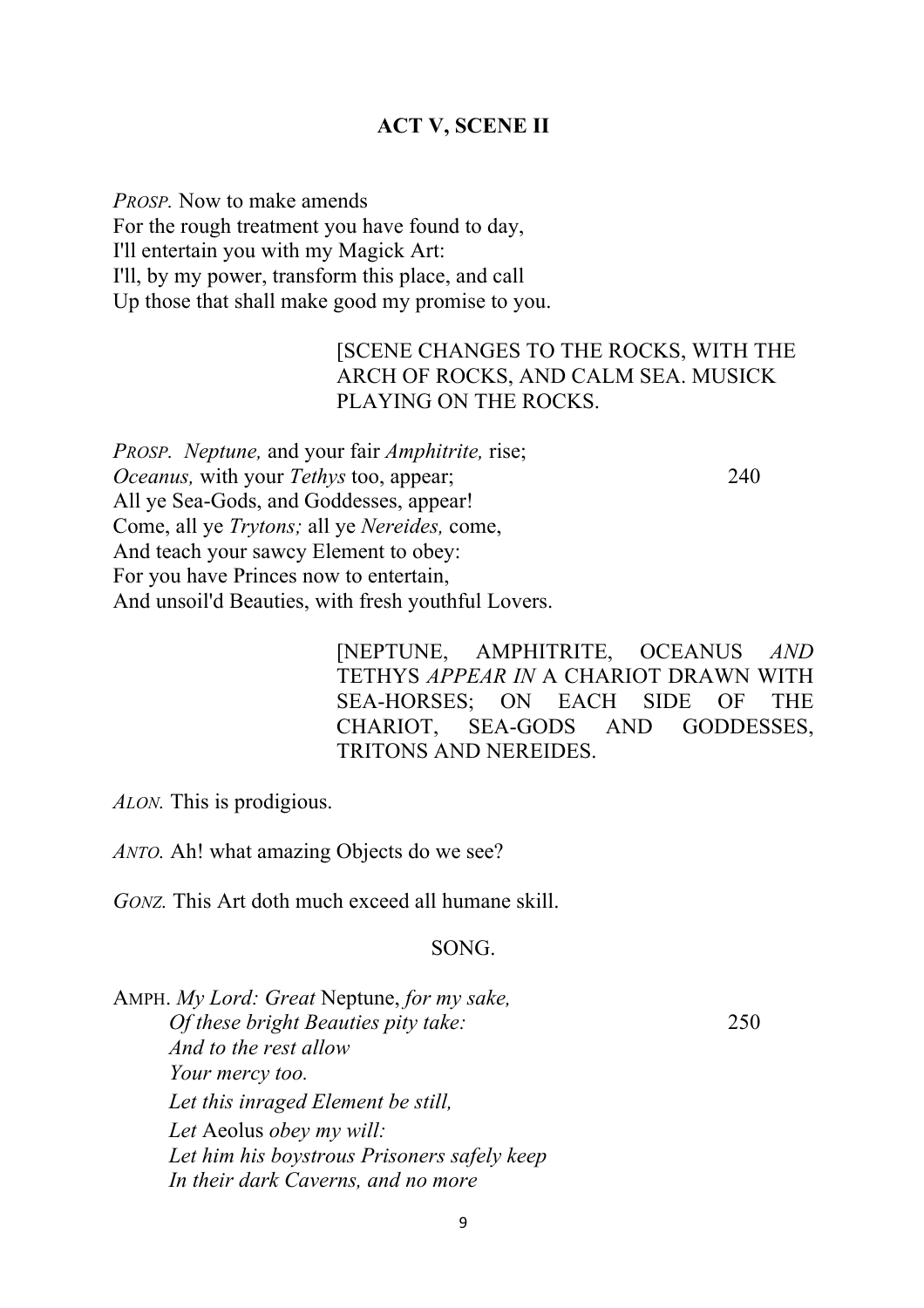## ACT V, SCENE II

*Prosp.* Now to make amends
For the rough treatment you have found to day,
I'll entertain you with my Magick Art:
I'll, by my power, transform this place, and call
Up those that shall make good my promise to you.

> [SCENE CHANGES TO THE ROCKS, WITH THE ARCH OF ROCKS, AND CALM SEA. MUSICK PLAYING ON THE ROCKS.

*Prosp.* *Neptune,* and your fair *Amphitrite,* rise;
*Oceanus,* with your *Tethys* too, appear; 240
All ye Sea-Gods, and Goddesses, appear!
Come, all ye *Trytons;* all ye *Nereides,* come,
And teach your sawcy Element to obey:
For you have Princes now to entertain,
And unsoil'd Beauties, with fresh youthful Lovers.

> [NEPTUNE, AMPHITRITE, OCEANUS *AND* TETHYS *APPEAR IN* A CHARIOT DRAWN WITH SEA-HORSES; ON EACH SIDE OF THE CHARIOT, SEA-GODS AND GODDESSES, TRITONS AND NEREIDES.

*Alon.* This is prodigious.

*Anto.* Ah! what amazing Objects do we see?

*Gonz.* This Art doth much exceed all humane skill.

SONG.

Amph. *My Lord: Great* Neptune, *for my sake,*
*Of these bright Beauties pity take:* 250
*And to the rest allow*
*Your mercy too.*
*Let this inraged Element be still,*
*Let* Aeolus *obey my will:*
*Let him his boystrous Prisoners safely keep*
*In their dark Caverns, and no more*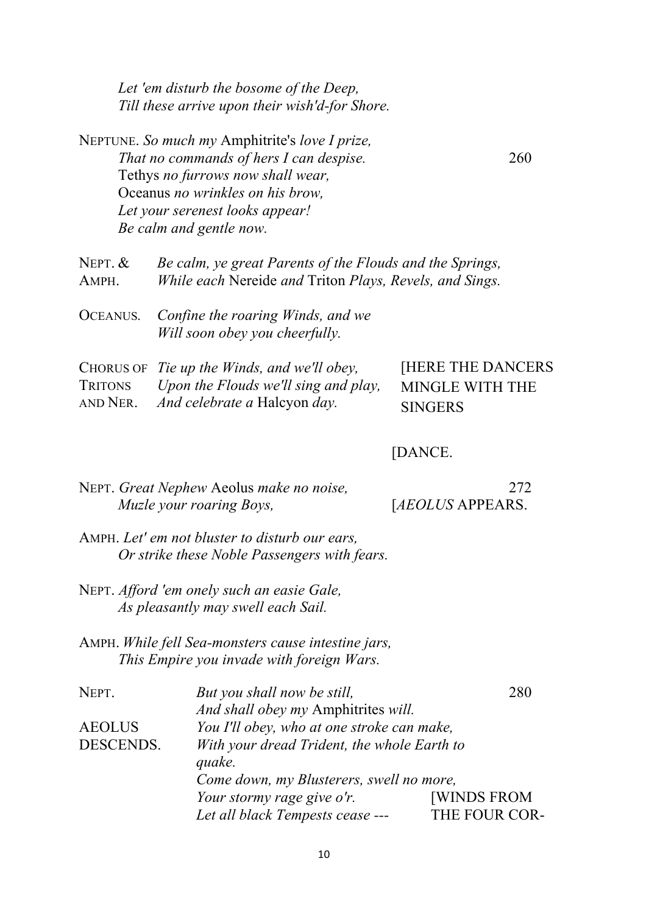*Let 'em disturb the bosome of the Deep,*
*Till these arrive upon their wish'd-for Shore.*

NEPTUNE. *So much my* Amphitrite's *love I prize,*
*That no commands of hers I can despise.* 260
Tethys *no furrows now shall wear,*
Oceanus *no wrinkles on his brow,*
*Let your serenest looks appear!*
*Be calm and gentle now.*

NEPT. & AMPH. *Be calm, ye great Parents of the Flouds and the Springs,*
*While each* Nereide *and* Triton *Plays, Revels, and Sings.*

OCEANUS. *Confine the roaring Winds, and we*
*Will soon obey you cheerfully.*

CHORUS OF TRITONS AND NER. *Tie up the Winds, and we'll obey,*
*Upon the Flouds we'll sing and play,*
*And celebrate a* Halcyon *day.* [HERE THE DANCERS MINGLE WITH THE SINGERS

[DANCE.

NEPT. *Great Nephew* Aeolus *make no noise,* 272
*Muzle your roaring Boys,* [*AEOLUS* APPEARS.

AMPH. *Let' em not bluster to disturb our ears,*
*Or strike these Noble Passengers with fears.*

NEPT. *Afford 'em onely such an easie Gale,*
*As pleasantly may swell each Sail.*

AMPH. *While fell Sea-monsters cause intestine jars,*
*This Empire you invade with foreign Wars.*

NEPT. *But you shall now be still,* 280
*And shall obey my* Amphitrites *will.*

AEOLUS DESCENDS. *You I'll obey, who at one stroke can make,*
*With your dread Trident, the whole Earth to quake.*
*Come down, my Blusterers, swell no more,*
*Your stormy rage give o'r.* [WINDS FROM
*Let all black Tempests cease ---* THE FOUR COR-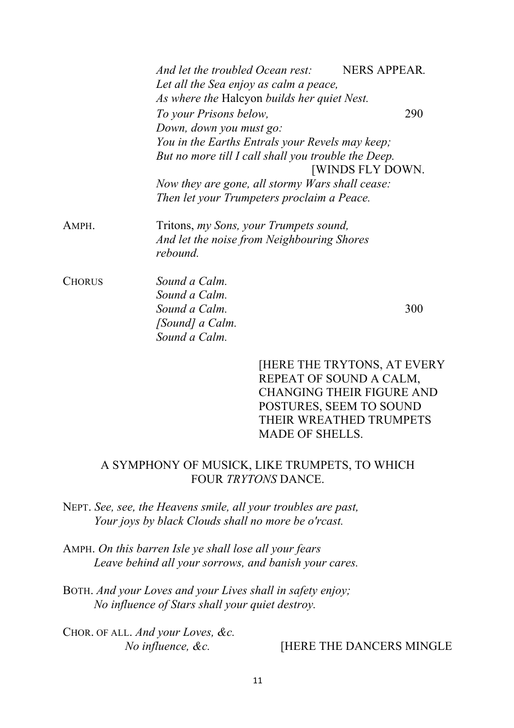*And let the troubled Ocean rest:* NERS APPEAR.
*Let all the Sea enjoy as calm a peace,*
*As where the* Halcyon *builds her quiet Nest.*
*To your Prisons below,* 290
*Down, down you must go:*
*You in the Earths Entrals your Revels may keep;*
*But no more till I call shall you trouble the Deep.*
[WINDS FLY DOWN.
*Now they are gone, all stormy Wars shall cease:*
*Then let your Trumpeters proclaim a Peace.*

AMPH. Tritons, *my Sons, your Trumpets sound,*
*And let the noise from Neighbouring Shores rebound.*

CHORUS *Sound a Calm.*
*Sound a Calm.*
*Sound a Calm.* 300
*[Sound] a Calm.*
*Sound a Calm.*

[HERE THE TRYTONS, AT EVERY REPEAT OF SOUND A CALM, CHANGING THEIR FIGURE AND POSTURES, SEEM TO SOUND THEIR WREATHED TRUMPETS MADE OF SHELLS.

A SYMPHONY OF MUSICK, LIKE TRUMPETS, TO WHICH FOUR *TRYTONS* DANCE.

NEPT. *See, see, the Heavens smile, all your troubles are past,*
*Your joys by black Clouds shall no more be o'rcast.*

AMPH. *On this barren Isle ye shall lose all your fears*
*Leave behind all your sorrows, and banish your cares.*

BOTH. *And your Loves and your Lives shall in safety enjoy;*
*No influence of Stars shall your quiet destroy.*

CHOR. OF ALL. *And your Loves, &c.*
*No influence, &c.* [HERE THE DANCERS MINGLE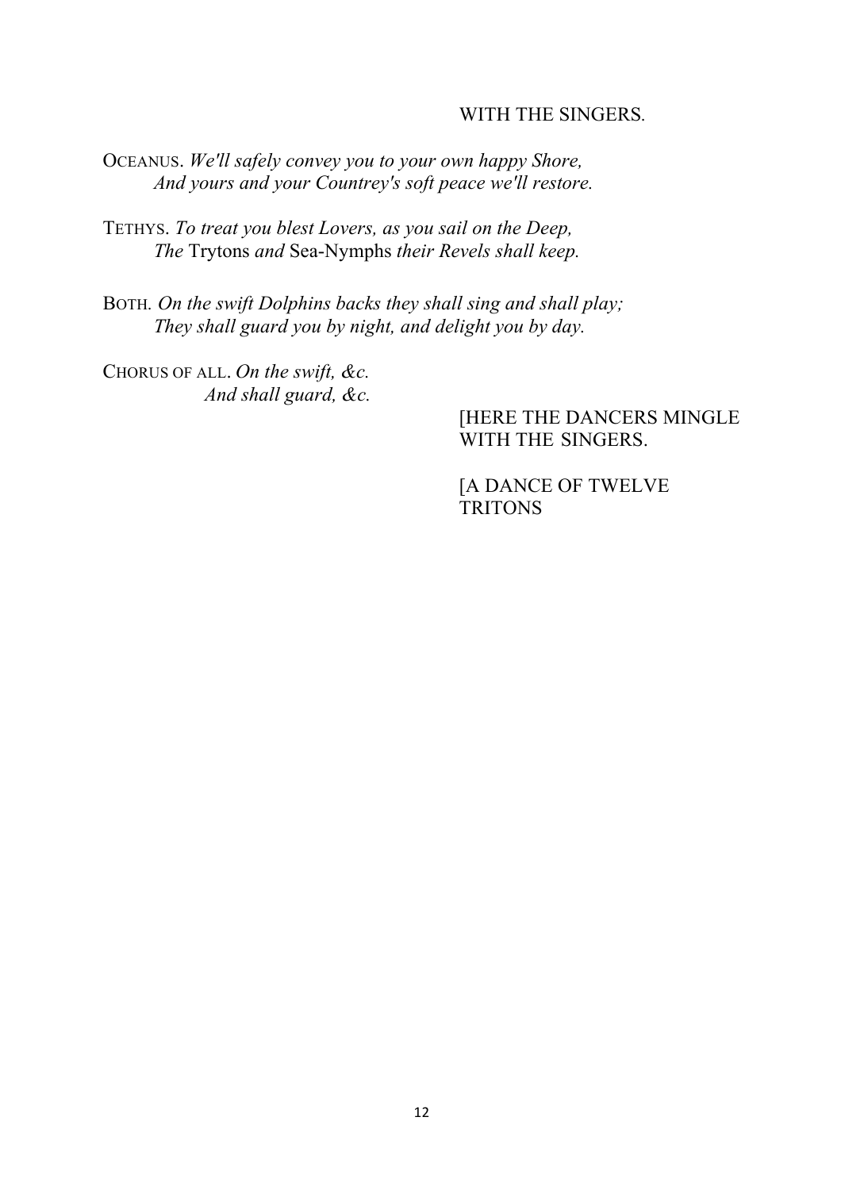WITH THE SINGERS.

OCEANUS. *We'll safely convey you to your own happy Shore,*
*And yours and your Countrey's soft peace we'll restore.*

TETHYS. *To treat you blest Lovers, as you sail on the Deep,*
*The* Trytons *and* Sea-Nymphs *their Revels shall keep.*

BOTH. *On the swift Dolphins backs they shall sing and shall play;*
*They shall guard you by night, and delight you by day.*

CHORUS OF ALL. *On the swift, &c.*
*And shall guard, &c.*

[HERE THE DANCERS MINGLE WITH THE SINGERS.

[A DANCE OF TWELVE TRITONS